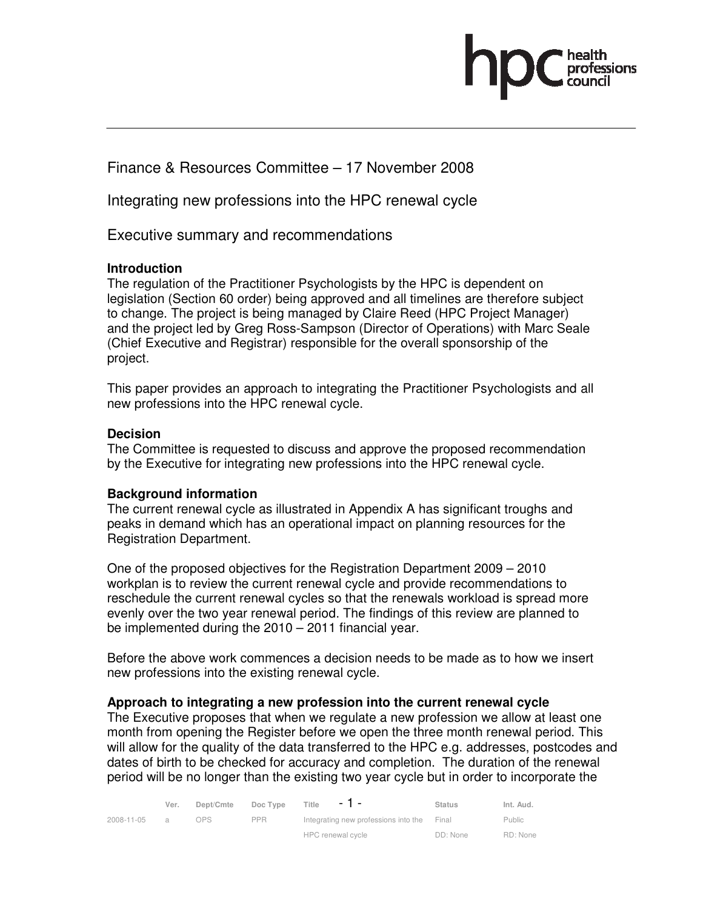Finance & Resources Committee – 17 November 2008

Integrating new professions into the HPC renewal cycle

Executive summary and recommendations

**Introduction**

The regulation of the Practitioner Psychologists by the HPC is dependent on legislation (Section 60 order) being approved and all timelines are therefore subject to change. The project is being managed by Claire Reed (HPC Project Manager) and the project led by Greg Ross-Sampson (Director of Operations) with Marc Seale (Chief Executive and Registrar) responsible for the overall sponsorship of the project.

This paper provides an approach to integrating the Practitioner Psychologists and all new professions into the HPC renewal cycle.

**Decision**

The Committee is requested to discuss and approve the proposed recommendation by the Executive for integrating new professions into the HPC renewal cycle.

**Background information**

The current renewal cycle as illustrated in Appendix A has significant troughs and peaks in demand which has an operational impact on planning resources for the Registration Department.

One of the proposed objectives for the Registration Department 2009 – 2010 workplan is to review the current renewal cycle and provide recommendations to reschedule the current renewal cycles so that the renewals workload is spread more evenly over the two year renewal period. The findings of this review are planned to be implemented during the 2010 – 2011 financial year.

Before the above work commences a decision needs to be made as to how we insert new professions into the existing renewal cycle.

**Approach to integrating a new profession into the current renewal cycle**

The Executive proposes that when we regulate a new profession we allow at least one month from opening the Register before we open the three month renewal period. This will allow for the quality of the data transferred to the HPC e.g. addresses, postcodes and dates of birth to be checked for accuracy and completion. The duration of the renewal period will be no longer than the existing two year cycle but in order to incorporate the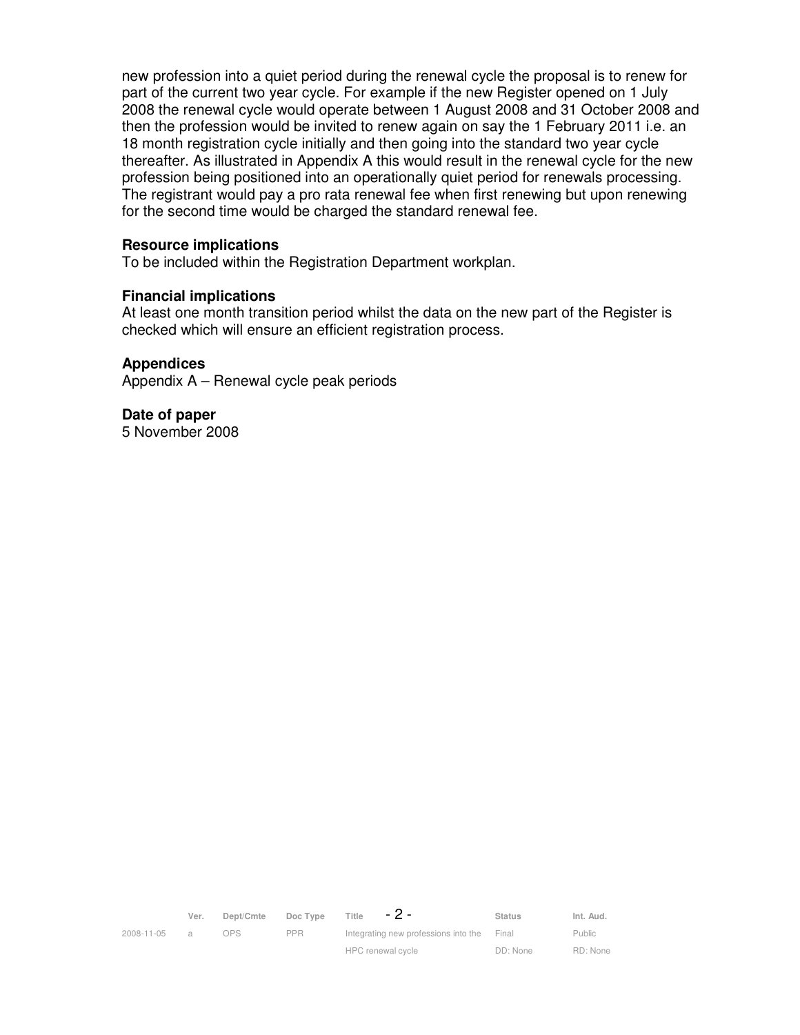new profession into a quiet period during the renewal cycle the proposal is to renew for part of the current two year cycle. For example if the new Register opened on 1 July 2008 the renewal cycle would operate between 1 August 2008 and 31 October 2008 and then the profession would be invited to renew again on say the 1 February 2011 i.e. an 18 month registration cycle initially and then going into the standard two year cycle thereafter. As illustrated in Appendix A this would result in the renewal cycle for the new profession being positioned into an operationally quiet period for renewals processing. The registrant would pay a pro rata renewal fee when first renewing but upon renewing for the second time would be charged the standard renewal fee.

**Resource implications**
To be included within the Registration Department workplan.

**Financial implications**
At least one month transition period whilst the data on the new part of the Register is checked which will ensure an efficient registration process.

**Appendices**
Appendix A – Renewal cycle peak periods

**Date of paper**
5 November 2008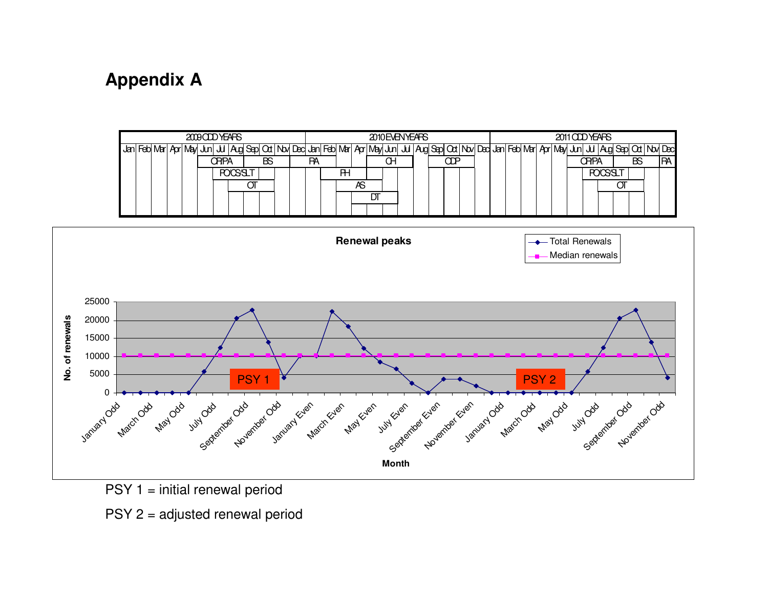# Appendix A

2009 ODD YEARS | 2010 EVEN YEARS | 2011 ODD YEARS

Jan Feb Mar Apr May Jun Jul Aug Sep Oct Nov Dec Jan Feb Mar Apr May Jun Jul Aug Sep Oct Nov Dec Jan Feb Mar Apr May Jun Jul Aug Sep Oct Nov Dec

OR/PA BS RA CH ODP OR/PA BS RA

PO/CS/SLT PH PO/CS/SLT

OT AS OT

DT

Renewal peaks

Total Renewals

Median renewals

No. of renewals

25000
20000
15000
10000
5000
0

January Odd, March Odd, May Odd, July Odd, September Odd, November Odd, January Even, March Even, May Even, July Even, September Even, November Even, January Odd, March Odd, May Odd, July Odd, September Odd, November Odd

Month

PSY 1

PSY 2

PSY 1 = initial renewal period

PSY 2 = adjusted renewal period